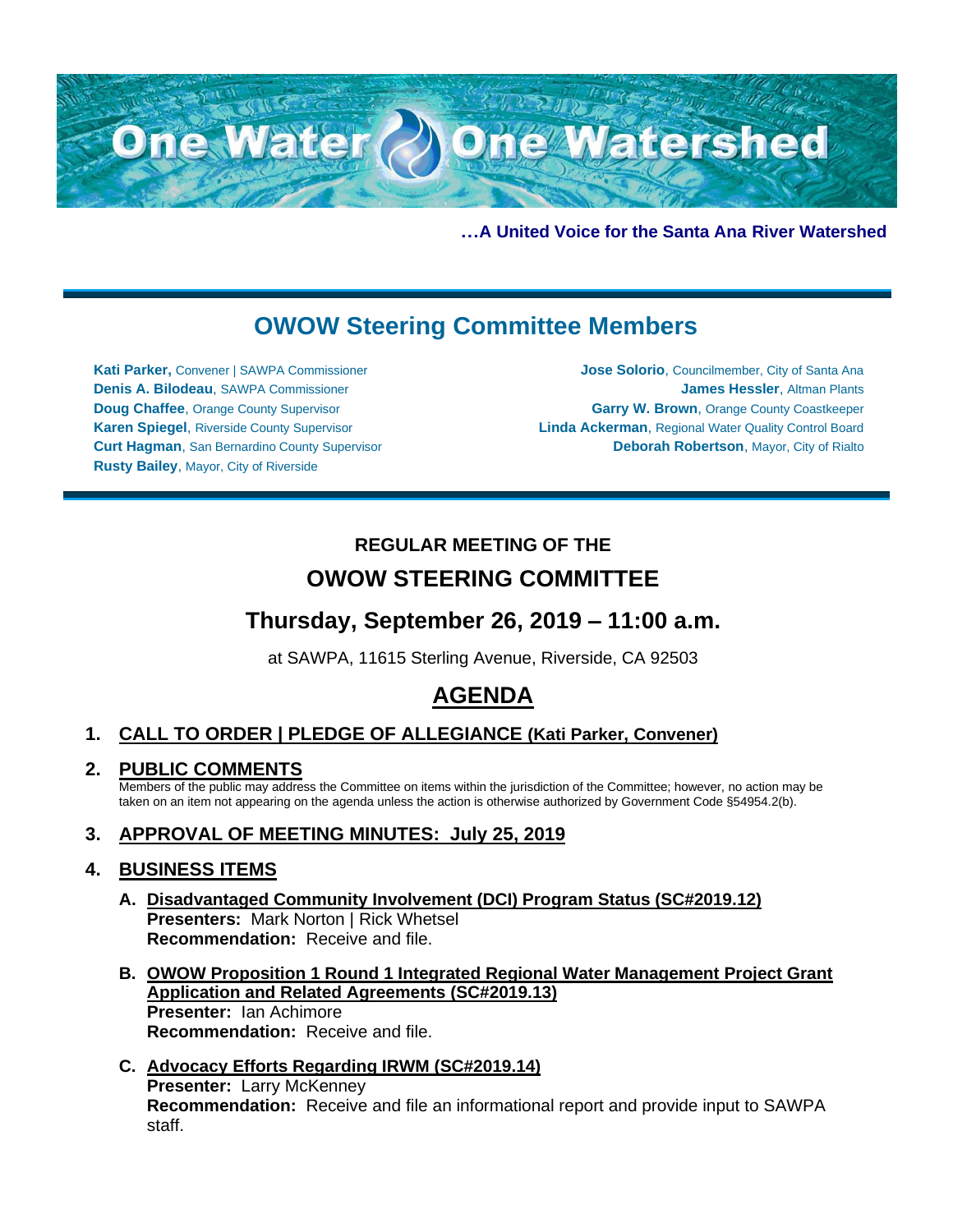# One Water One Watershed

**…A United Voice for the Santa Ana River Watershed**

## OWOW Steering Committee Members

**Kati Parker,** Convener | SAWPA Commissioner
**Denis A. Bilodeau**, SAWPA Commissioner
**Doug Chaffee**, Orange County Supervisor
**Karen Spiegel**, Riverside County Supervisor
**Curt Hagman**, San Bernardino County Supervisor
**Rusty Bailey**, Mayor, City of Riverside
**Jose Solorio**, Councilmember, City of Santa Ana
**James Hessler**, Altman Plants
**Garry W. Brown**, Orange County Coastkeeper
**Linda Ackerman**, Regional Water Quality Control Board
**Deborah Robertson**, Mayor, City of Rialto

### REGULAR MEETING OF THE

## OWOW STEERING COMMITTEE

## Thursday, September 26, 2019 – 11:00 a.m.

at SAWPA, 11615 Sterling Avenue, Riverside, CA 92503

# AGENDA

1. **CALL TO ORDER | PLEDGE OF ALLEGIANCE (Kati Parker, Convener)**

2. **PUBLIC COMMENTS**
   Members of the public may address the Committee on items within the jurisdiction of the Committee; however, no action may be taken on an item not appearing on the agenda unless the action is otherwise authorized by Government Code §54954.2(b).

3. **APPROVAL OF MEETING MINUTES: July 25, 2019**

4. **BUSINESS ITEMS**

   A. **Disadvantaged Community Involvement (DCI) Program Status (SC#2019.12)**
   **Presenters:** Mark Norton | Rick Whetsel
   **Recommendation:** Receive and file.

   B. **OWOW Proposition 1 Round 1 Integrated Regional Water Management Project Grant Application and Related Agreements (SC#2019.13)**
   **Presenter:** Ian Achimore
   **Recommendation:** Receive and file.

   C. **Advocacy Efforts Regarding IRWM (SC#2019.14)**
   **Presenter:** Larry McKenney
   **Recommendation:** Receive and file an informational report and provide input to SAWPA staff.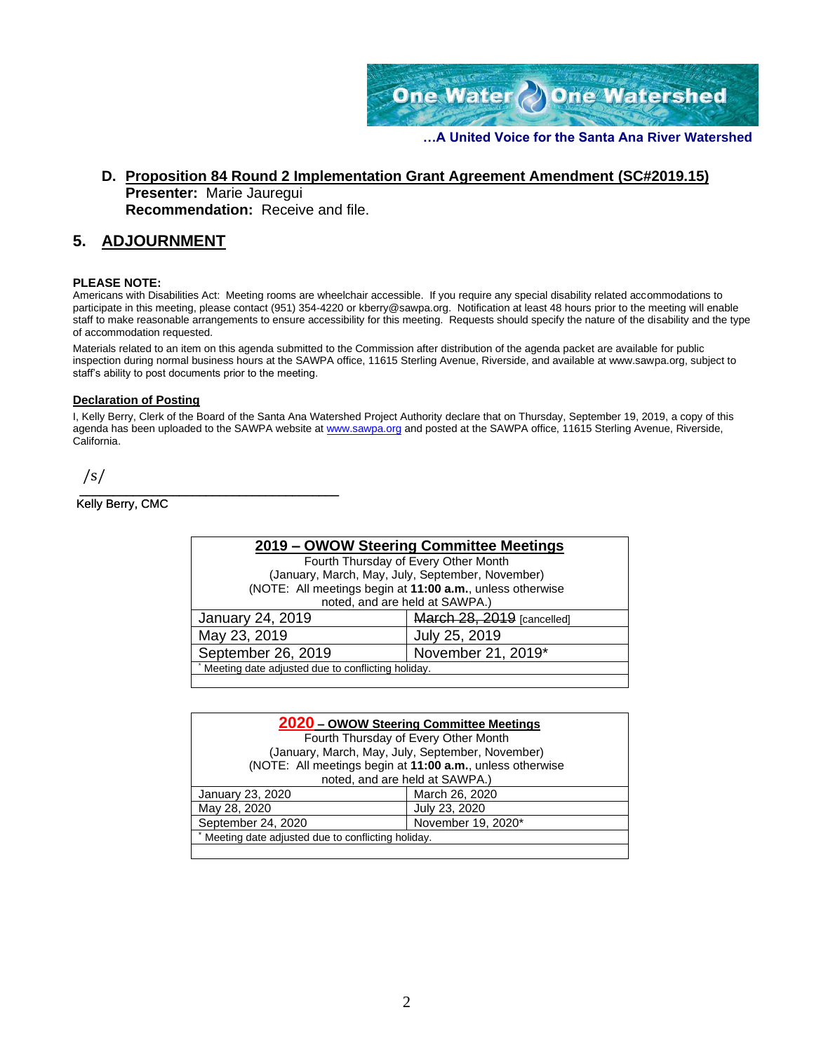**…A United Voice for the Santa Ana River Watershed**

**D. Proposition 84 Round 2 Implementation Grant Agreement Amendment (SC#2019.15)**
**Presenter:** Marie Jauregui
**Recommendation:** Receive and file.

## 5. ADJOURNMENT

**PLEASE NOTE:**
Americans with Disabilities Act: Meeting rooms are wheelchair accessible. If you require any special disability related accommodations to participate in this meeting, please contact (951) 354-4220 or kberry@sawpa.org. Notification at least 48 hours prior to the meeting will enable staff to make reasonable arrangements to ensure accessibility for this meeting. Requests should specify the nature of the disability and the type of accommodation requested.

Materials related to an item on this agenda submitted to the Commission after distribution of the agenda packet are available for public inspection during normal business hours at the SAWPA office, 11615 Sterling Avenue, Riverside, and available at www.sawpa.org, subject to staff's ability to post documents prior to the meeting.

**Declaration of Posting**

I, Kelly Berry, Clerk of the Board of the Santa Ana Watershed Project Authority declare that on Thursday, September 19, 2019, a copy of this agenda has been uploaded to the SAWPA website at www.sawpa.org and posted at the SAWPA office, 11615 Sterling Avenue, Riverside, California.

/s/
Kelly Berry, CMC

| **2019 – OWOW Steering Committee Meetings**<br>Fourth Thursday of Every Other Month<br>(January, March, May, July, September, November)<br>(NOTE: All meetings begin at **11:00 a.m.**, unless otherwise noted, and are held at SAWPA.) | |
|---|---|
| January 24, 2019 | ~~March 28, 2019~~ [cancelled] |
| May 23, 2019 | July 25, 2019 |
| September 26, 2019 | November 21, 2019* |
| * Meeting date adjusted due to conflicting holiday. | |

| **2020 – OWOW Steering Committee Meetings**<br>Fourth Thursday of Every Other Month<br>(January, March, May, July, September, November)<br>(NOTE: All meetings begin at **11:00 a.m.**, unless otherwise noted, and are held at SAWPA.) | |
|---|---|
| January 23, 2020 | March 26, 2020 |
| May 28, 2020 | July 23, 2020 |
| September 24, 2020 | November 19, 2020* |
| * Meeting date adjusted due to conflicting holiday. | |